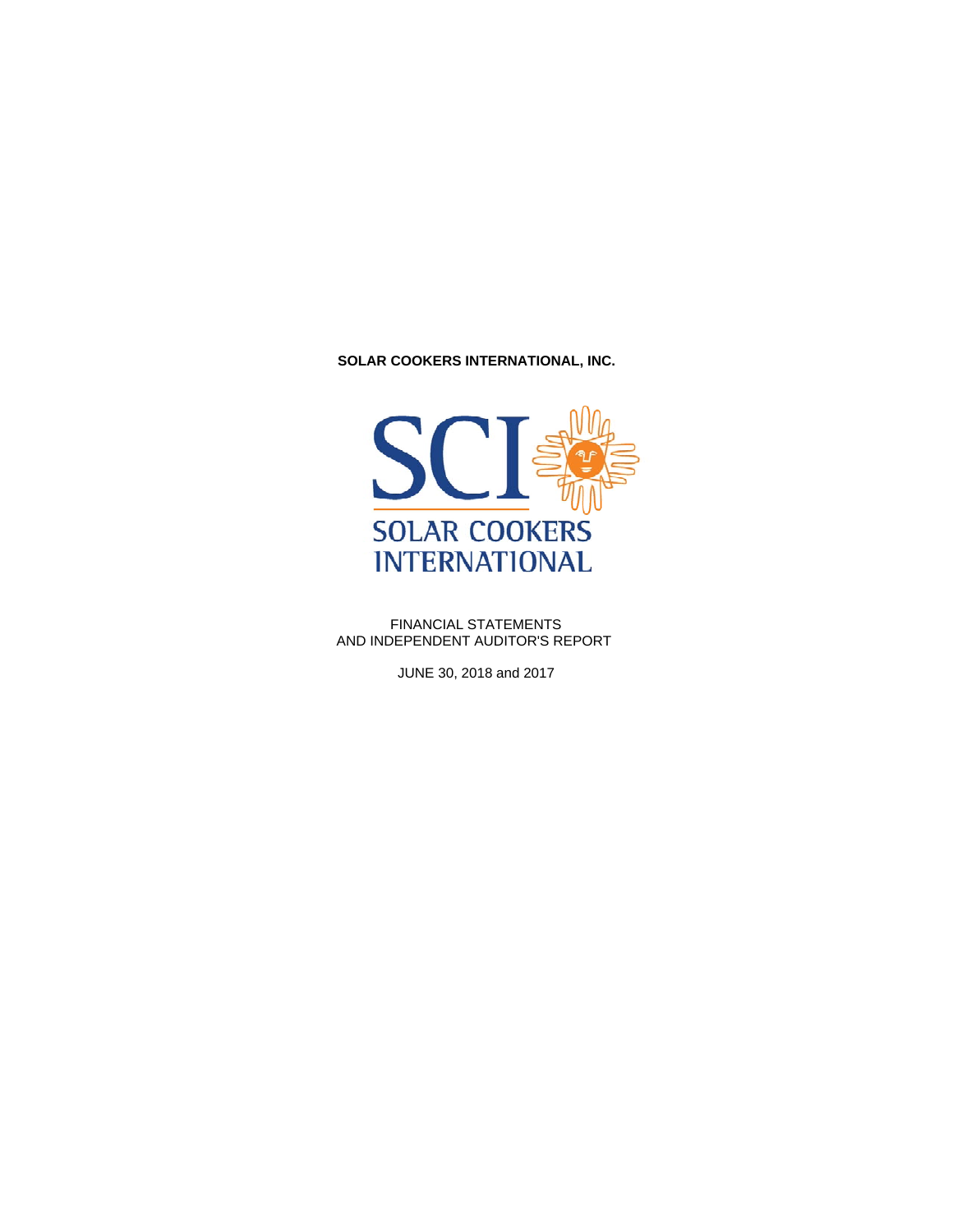**SOLAR COOKERS INTERNATIONAL, INC.**

SCI

SOLAR COOKERS INTERNATIONAL

FINANCIAL STATEMENTS
AND INDEPENDENT AUDITOR'S REPORT

JUNE 30, 2018 and 2017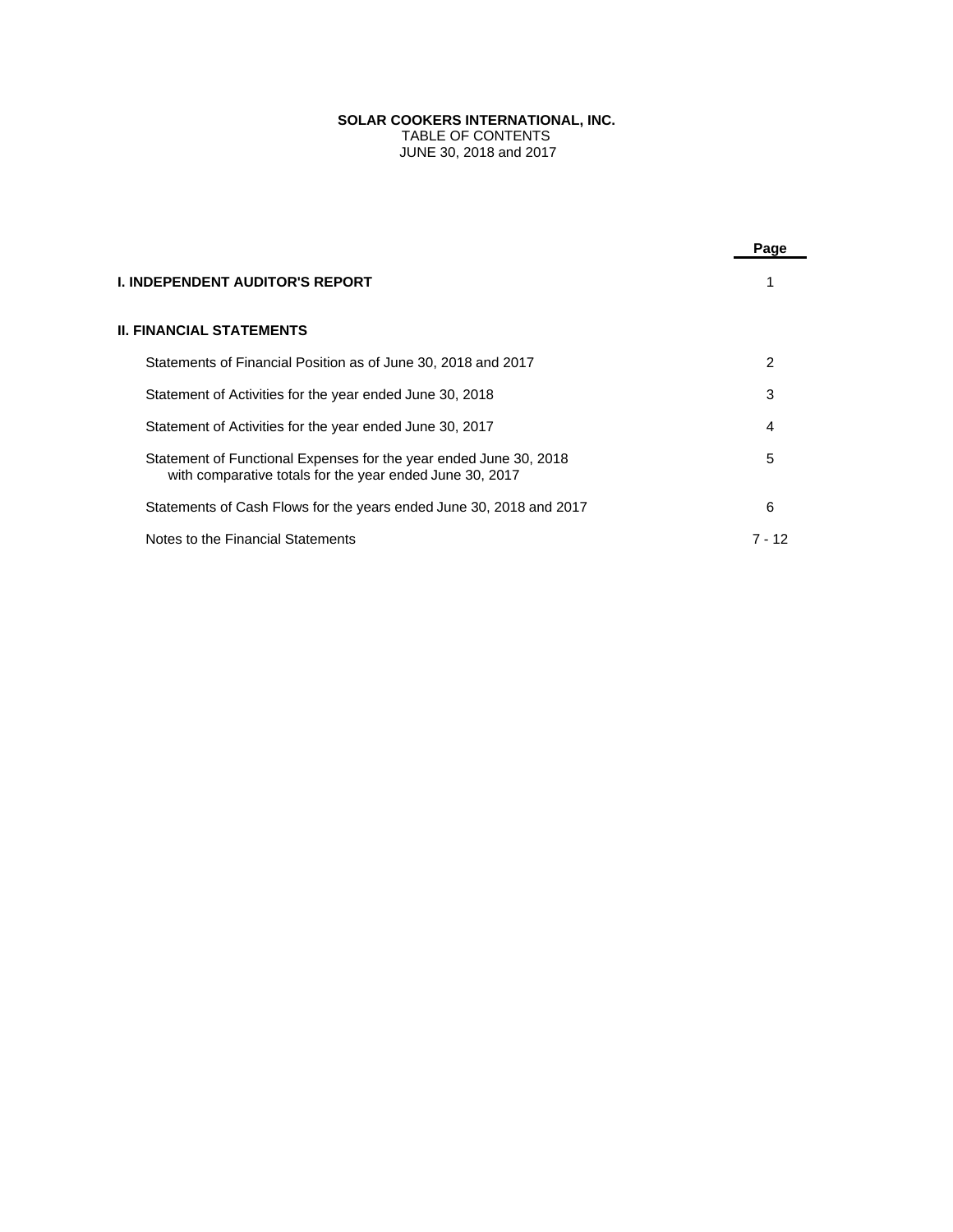**SOLAR COOKERS INTERNATIONAL, INC.**
TABLE OF CONTENTS
JUNE 30, 2018 and 2017

| | Page |
|---|---|
| **I. INDEPENDENT AUDITOR'S REPORT** | 1 |
| **II. FINANCIAL STATEMENTS** | |
| Statements of Financial Position as of June 30, 2018 and 2017 | 2 |
| Statement of Activities for the year ended June 30, 2018 | 3 |
| Statement of Activities for the year ended June 30, 2017 | 4 |
| Statement of Functional Expenses for the year ended June 30, 2018 with comparative totals for the year ended June 30, 2017 | 5 |
| Statements of Cash Flows for the years ended June 30, 2018 and 2017 | 6 |
| Notes to the Financial Statements | 7 - 12 |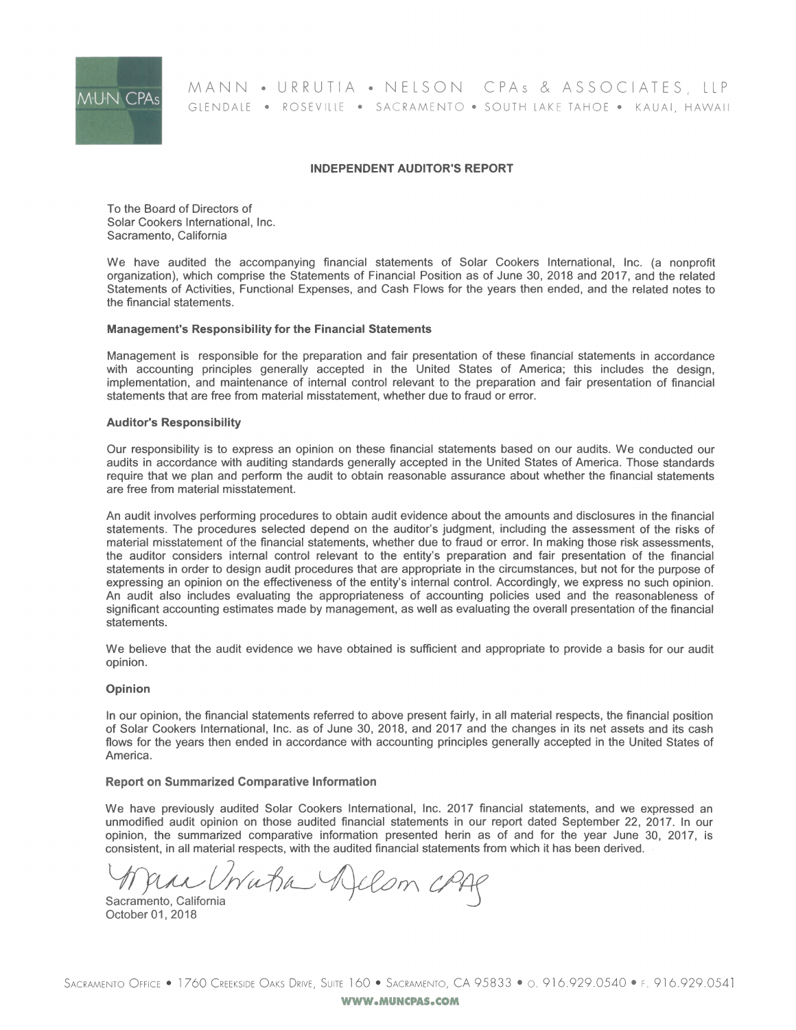MANN • URRUTIA • NELSON CPAs & ASSOCIATES, LLP
GLENDALE • ROSEVILLE • SACRAMENTO • SOUTH LAKE TAHOE • KAUAI, HAWAII

## INDEPENDENT AUDITOR'S REPORT

To the Board of Directors of
Solar Cookers International, Inc.
Sacramento, California

We have audited the accompanying financial statements of Solar Cookers International, Inc. (a nonprofit organization), which comprise the Statements of Financial Position as of June 30, 2018 and 2017, and the related Statements of Activities, Functional Expenses, and Cash Flows for the years then ended, and the related notes to the financial statements.

### Management's Responsibility for the Financial Statements

Management is responsible for the preparation and fair presentation of these financial statements in accordance with accounting principles generally accepted in the United States of America; this includes the design, implementation, and maintenance of internal control relevant to the preparation and fair presentation of financial statements that are free from material misstatement, whether due to fraud or error.

### Auditor's Responsibility

Our responsibility is to express an opinion on these financial statements based on our audits. We conducted our audits in accordance with auditing standards generally accepted in the United States of America. Those standards require that we plan and perform the audit to obtain reasonable assurance about whether the financial statements are free from material misstatement.

An audit involves performing procedures to obtain audit evidence about the amounts and disclosures in the financial statements. The procedures selected depend on the auditor's judgment, including the assessment of the risks of material misstatement of the financial statements, whether due to fraud or error. In making those risk assessments, the auditor considers internal control relevant to the entity's preparation and fair presentation of the financial statements in order to design audit procedures that are appropriate in the circumstances, but not for the purpose of expressing an opinion on the effectiveness of the entity's internal control. Accordingly, we express no such opinion. An audit also includes evaluating the appropriateness of accounting policies used and the reasonableness of significant accounting estimates made by management, as well as evaluating the overall presentation of the financial statements.

We believe that the audit evidence we have obtained is sufficient and appropriate to provide a basis for our audit opinion.

### Opinion

In our opinion, the financial statements referred to above present fairly, in all material respects, the financial position of Solar Cookers International, Inc. as of June 30, 2018, and 2017 and the changes in its net assets and its cash flows for the years then ended in accordance with accounting principles generally accepted in the United States of America.

### Report on Summarized Comparative Information

We have previously audited Solar Cookers International, Inc. 2017 financial statements, and we expressed an unmodified audit opinion on those audited financial statements in our report dated September 22, 2017. In our opinion, the summarized comparative information presented herin as of and for the year June 30, 2017, is consistent, in all material respects, with the audited financial statements from which it has been derived.

Mann Urrutia Nelson CPAs

Sacramento, California
October 01, 2018

SACRAMENTO OFFICE • 1760 CREEKSIDE OAKS DRIVE, SUITE 160 • SACRAMENTO, CA 95833 • O. 916.929.0540 • F. 916.929.0541
WWW.MUNCPAS.COM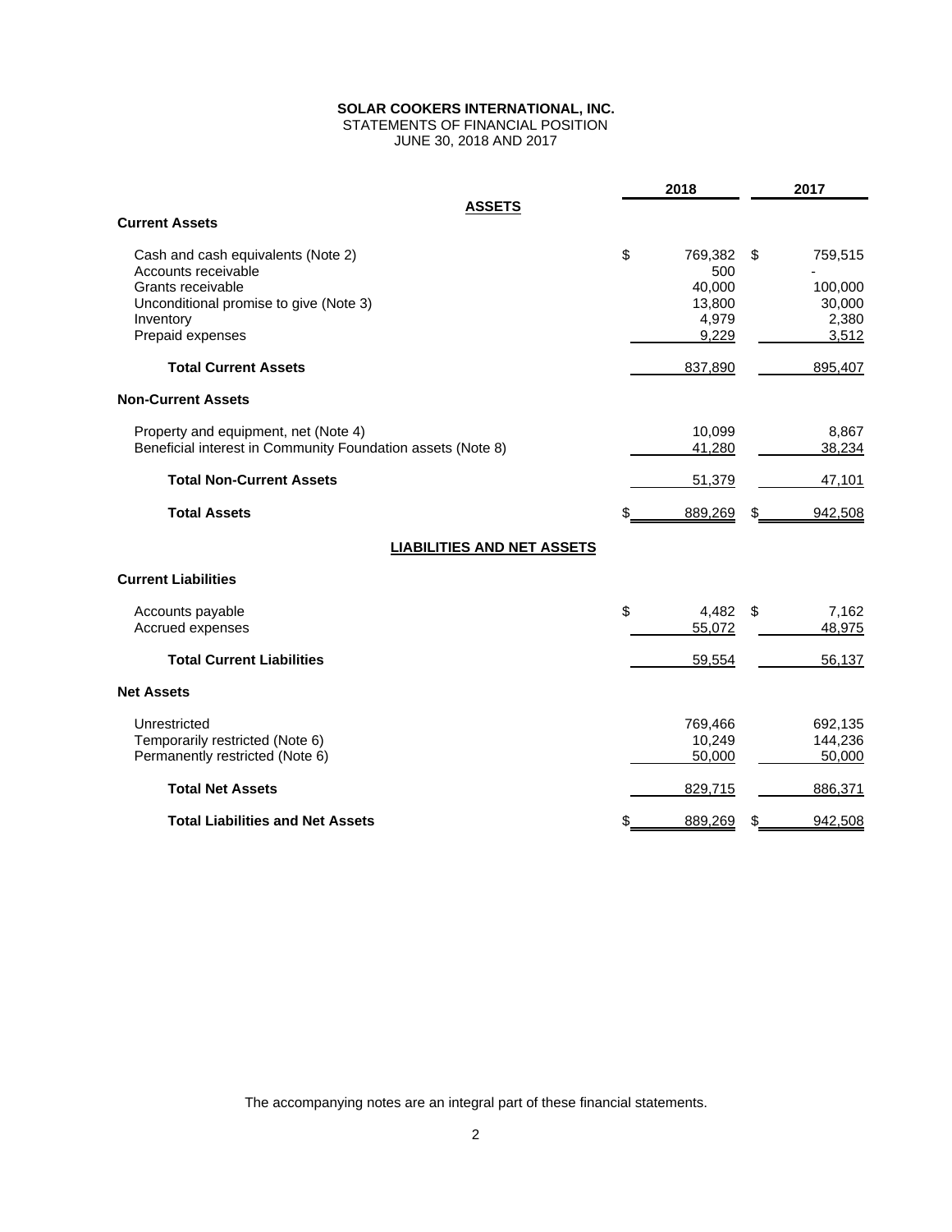**SOLAR COOKERS INTERNATIONAL, INC.**
STATEMENTS OF FINANCIAL POSITION
JUNE 30, 2018 AND 2017

| | 2018 | 2017 |
|---|---|---|
| **ASSETS** | | |
| **Current Assets** | | |
| Cash and cash equivalents (Note 2) | $ 769,382 | $ 759,515 |
| Accounts receivable | 500 | - |
| Grants receivable | 40,000 | 100,000 |
| Unconditional promise to give (Note 3) | 13,800 | 30,000 |
| Inventory | 4,979 | 2,380 |
| Prepaid expenses | 9,229 | 3,512 |
| **Total Current Assets** | 837,890 | 895,407 |
| **Non-Current Assets** | | |
| Property and equipment, net (Note 4) | 10,099 | 8,867 |
| Beneficial interest in Community Foundation assets (Note 8) | 41,280 | 38,234 |
| **Total Non-Current Assets** | 51,379 | 47,101 |
| **Total Assets** | $ 889,269 | $ 942,508 |
| **LIABILITIES AND NET ASSETS** | | |
| **Current Liabilities** | | |
| Accounts payable | $ 4,482 | $ 7,162 |
| Accrued expenses | 55,072 | 48,975 |
| **Total Current Liabilities** | 59,554 | 56,137 |
| **Net Assets** | | |
| Unrestricted | 769,466 | 692,135 |
| Temporarily restricted (Note 6) | 10,249 | 144,236 |
| Permanently restricted (Note 6) | 50,000 | 50,000 |
| **Total Net Assets** | 829,715 | 886,371 |
| **Total Liabilities and Net Assets** | $ 889,269 | $ 942,508 |

The accompanying notes are an integral part of these financial statements.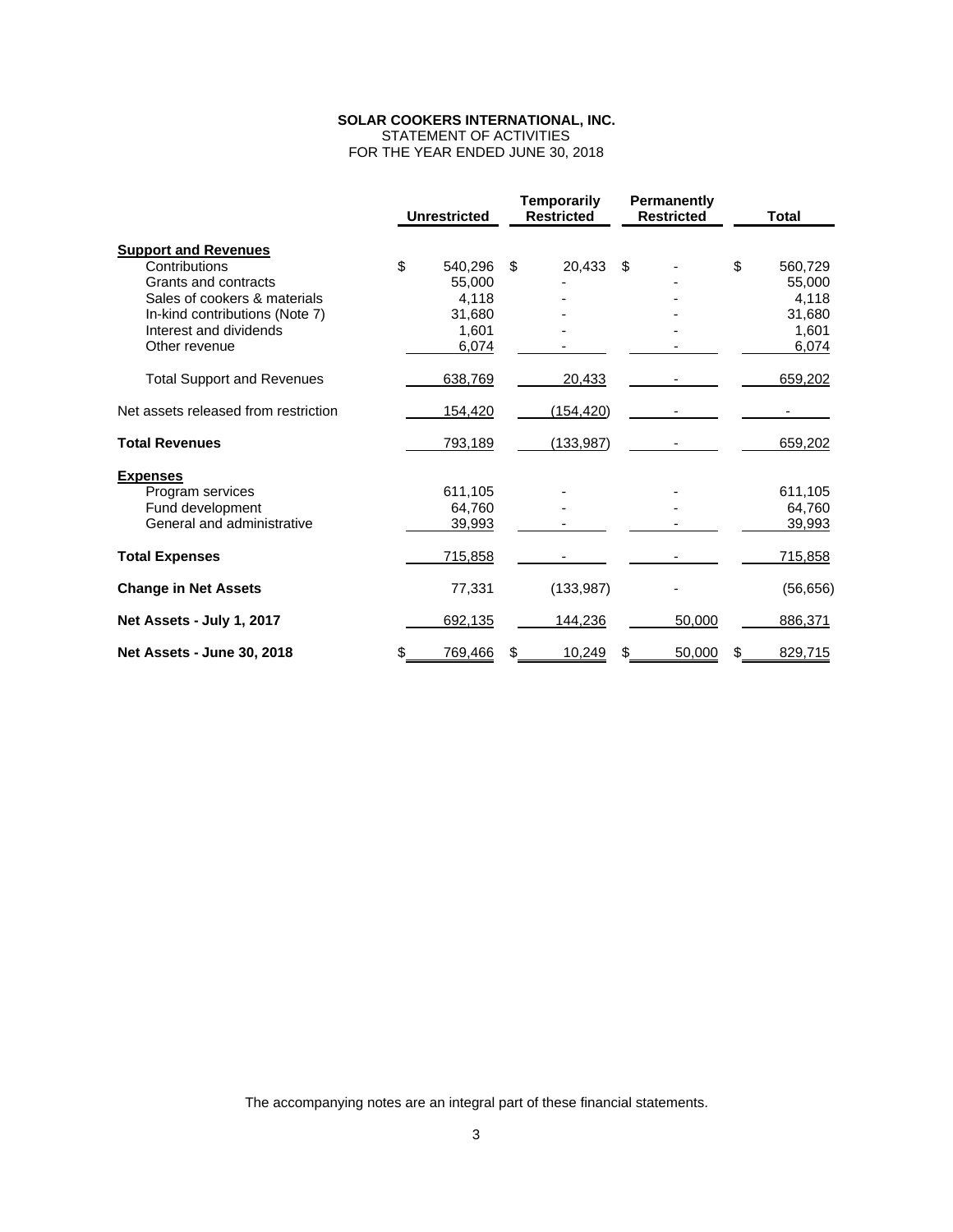**SOLAR COOKERS INTERNATIONAL, INC.**
STATEMENT OF ACTIVITIES
FOR THE YEAR ENDED JUNE 30, 2018

| | Unrestricted | Temporarily Restricted | Permanently Restricted | Total |
|---|---|---|---|---|
| **Support and Revenues** | | | | |
| Contributions | $ 540,296 | $ 20,433 | $ - | $ 560,729 |
| Grants and contracts | 55,000 | - | - | 55,000 |
| Sales of cookers & materials | 4,118 | - | - | 4,118 |
| In-kind contributions (Note 7) | 31,680 | - | - | 31,680 |
| Interest and dividends | 1,601 | - | - | 1,601 |
| Other revenue | 6,074 | - | - | 6,074 |
| Total Support and Revenues | 638,769 | 20,433 | - | 659,202 |
| Net assets released from restriction | 154,420 | (154,420) | - | - |
| **Total Revenues** | 793,189 | (133,987) | - | 659,202 |
| **Expenses** | | | | |
| Program services | 611,105 | - | - | 611,105 |
| Fund development | 64,760 | - | - | 64,760 |
| General and administrative | 39,993 | - | - | 39,993 |
| **Total Expenses** | 715,858 | - | - | 715,858 |
| **Change in Net Assets** | 77,331 | (133,987) | - | (56,656) |
| **Net Assets - July 1, 2017** | 692,135 | 144,236 | 50,000 | 886,371 |
| **Net Assets - June 30, 2018** | $ 769,466 | $ 10,249 | $ 50,000 | $ 829,715 |

The accompanying notes are an integral part of these financial statements.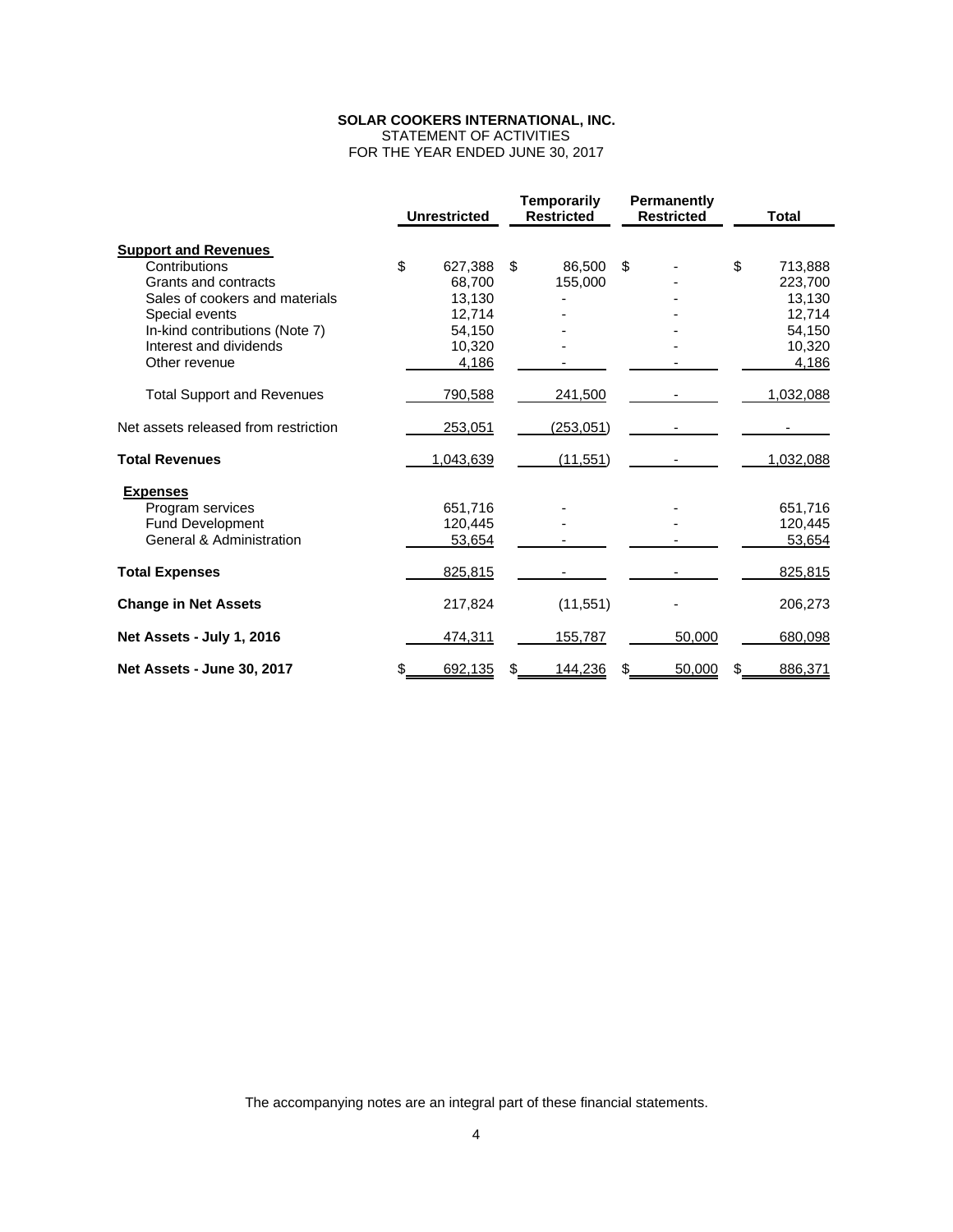**SOLAR COOKERS INTERNATIONAL, INC.**
STATEMENT OF ACTIVITIES
FOR THE YEAR ENDED JUNE 30, 2017

| | Unrestricted | Temporarily Restricted | Permanently Restricted | Total |
|---|---|---|---|---|
| **Support and Revenues** | | | | |
| Contributions | $ 627,388 | $ 86,500 | $ - | $ 713,888 |
| Grants and contracts | 68,700 | 155,000 | - | 223,700 |
| Sales of cookers and materials | 13,130 | - | - | 13,130 |
| Special events | 12,714 | - | - | 12,714 |
| In-kind contributions (Note 7) | 54,150 | - | - | 54,150 |
| Interest and dividends | 10,320 | - | - | 10,320 |
| Other revenue | 4,186 | - | - | 4,186 |
| Total Support and Revenues | 790,588 | 241,500 | - | 1,032,088 |
| Net assets released from restriction | 253,051 | (253,051) | - | - |
| **Total Revenues** | 1,043,639 | (11,551) | - | 1,032,088 |
| **Expenses** | | | | |
| Program services | 651,716 | - | - | 651,716 |
| Fund Development | 120,445 | - | - | 120,445 |
| General & Administration | 53,654 | - | - | 53,654 |
| **Total Expenses** | 825,815 | - | - | 825,815 |
| **Change in Net Assets** | 217,824 | (11,551) | - | 206,273 |
| **Net Assets - July 1, 2016** | 474,311 | 155,787 | 50,000 | 680,098 |
| **Net Assets - June 30, 2017** | $ 692,135 | $ 144,236 | $ 50,000 | $ 886,371 |

The accompanying notes are an integral part of these financial statements.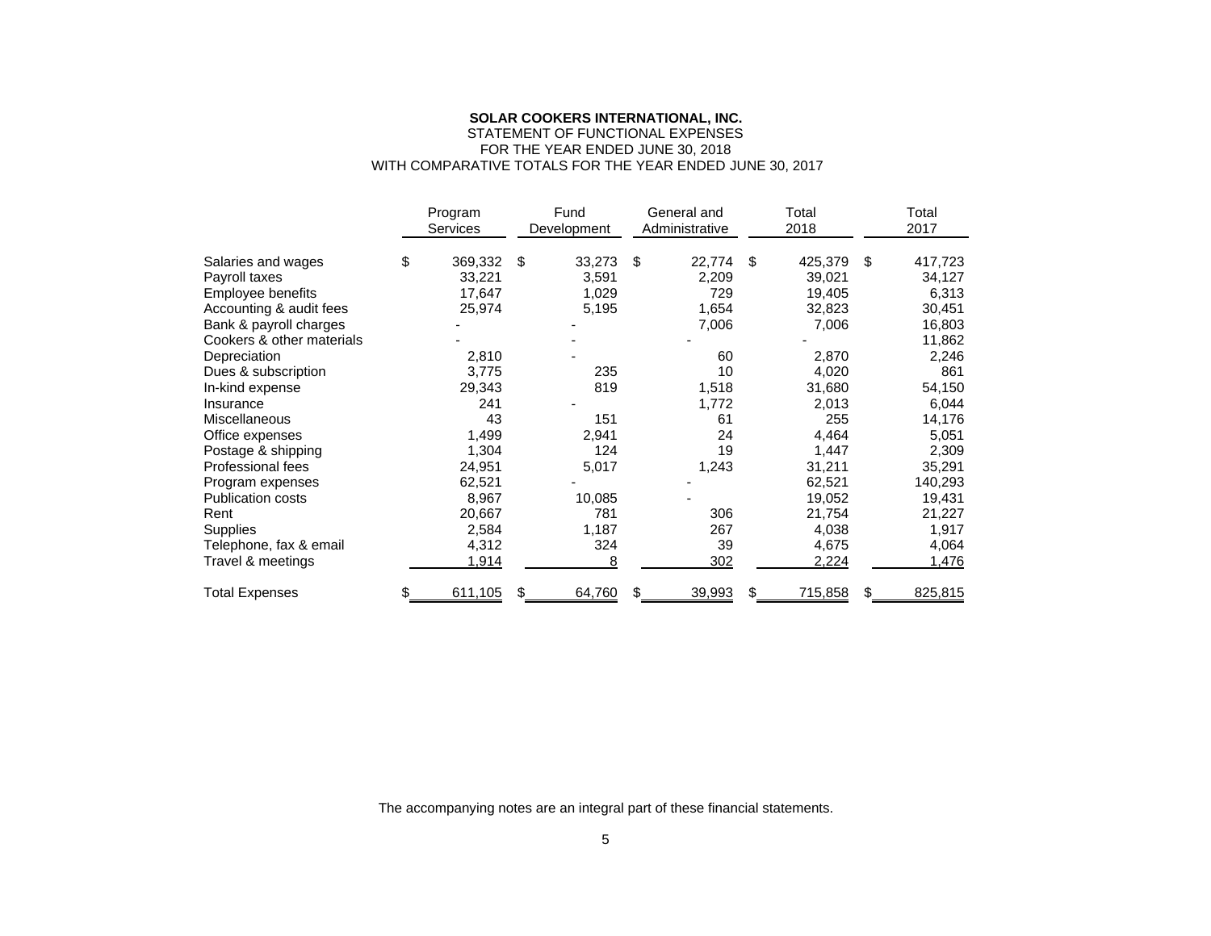**SOLAR COOKERS INTERNATIONAL, INC.**
STATEMENT OF FUNCTIONAL EXPENSES
FOR THE YEAR ENDED JUNE 30, 2018
WITH COMPARATIVE TOTALS FOR THE YEAR ENDED JUNE 30, 2017

| | Program Services | Fund Development | General and Administrative | Total 2018 | Total 2017 |
|---|---|---|---|---|---|
| Salaries and wages | $ 369,332 | $ 33,273 | $ 22,774 | $ 425,379 | $ 417,723 |
| Payroll taxes | 33,221 | 3,591 | 2,209 | 39,021 | 34,127 |
| Employee benefits | 17,647 | 1,029 | 729 | 19,405 | 6,313 |
| Accounting & audit fees | 25,974 | 5,195 | 1,654 | 32,823 | 30,451 |
| Bank & payroll charges | - | - | 7,006 | 7,006 | 16,803 |
| Cookers & other materials | - | - | - | - | 11,862 |
| Depreciation | 2,810 | - | 60 | 2,870 | 2,246 |
| Dues & subscription | 3,775 | 235 | 10 | 4,020 | 861 |
| In-kind expense | 29,343 | 819 | 1,518 | 31,680 | 54,150 |
| Insurance | 241 | - | 1,772 | 2,013 | 6,044 |
| Miscellaneous | 43 | 151 | 61 | 255 | 14,176 |
| Office expenses | 1,499 | 2,941 | 24 | 4,464 | 5,051 |
| Postage & shipping | 1,304 | 124 | 19 | 1,447 | 2,309 |
| Professional fees | 24,951 | 5,017 | 1,243 | 31,211 | 35,291 |
| Program expenses | 62,521 | - | - | 62,521 | 140,293 |
| Publication costs | 8,967 | 10,085 | - | 19,052 | 19,431 |
| Rent | 20,667 | 781 | 306 | 21,754 | 21,227 |
| Supplies | 2,584 | 1,187 | 267 | 4,038 | 1,917 |
| Telephone, fax & email | 4,312 | 324 | 39 | 4,675 | 4,064 |
| Travel & meetings | 1,914 | 8 | 302 | 2,224 | 1,476 |
| Total Expenses | $ 611,105 | $ 64,760 | $ 39,993 | $ 715,858 | $ 825,815 |

The accompanying notes are an integral part of these financial statements.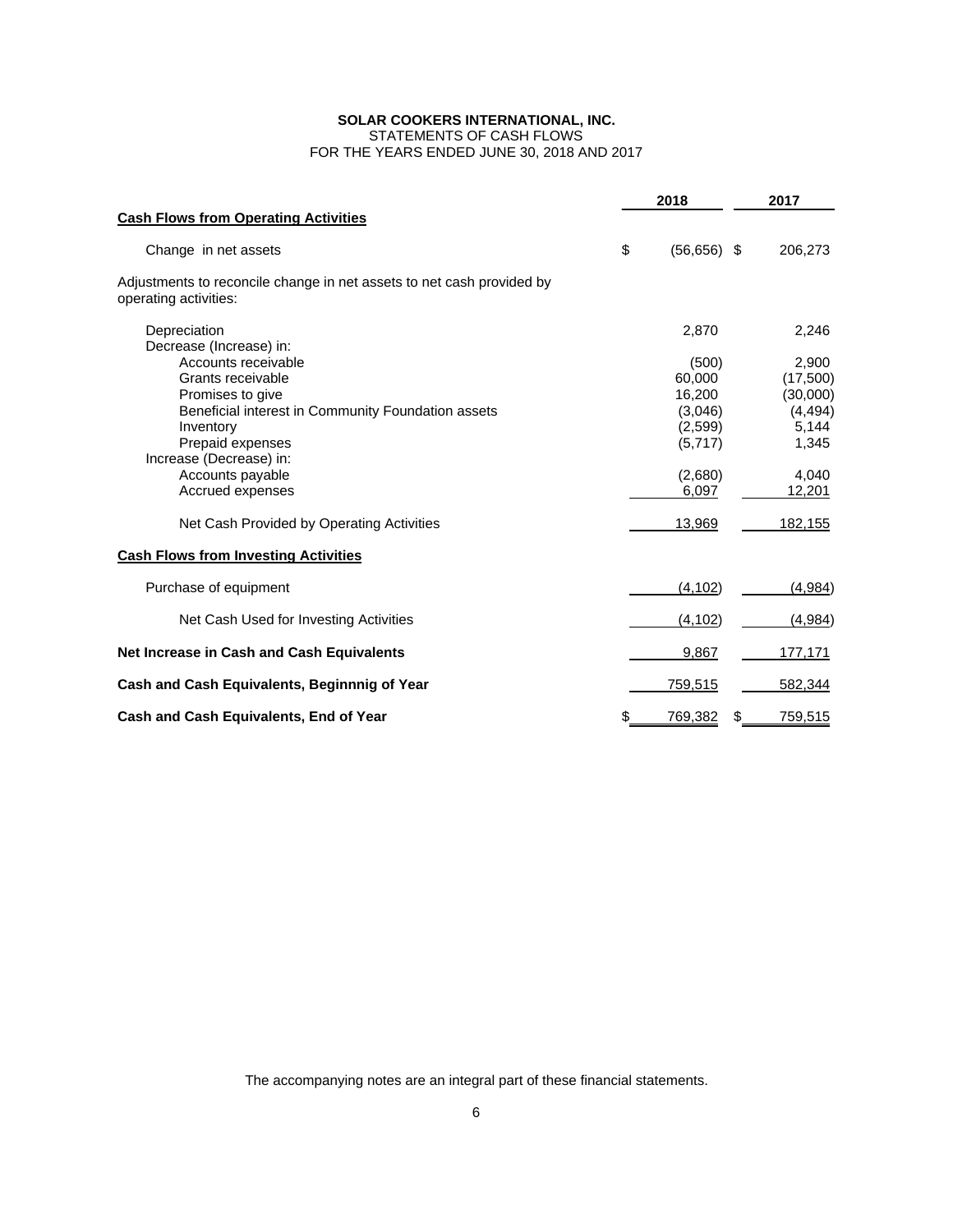**SOLAR COOKERS INTERNATIONAL, INC.**
STATEMENTS OF CASH FLOWS
FOR THE YEARS ENDED JUNE 30, 2018 AND 2017

| | 2018 | 2017 |
|---|---|---|
| **Cash Flows from Operating Activities** | | |
| Change in net assets | $ (56,656) | $ 206,273 |
| Adjustments to reconcile change in net assets to net cash provided by operating activities: | | |
| Depreciation | 2,870 | 2,246 |
| Decrease (Increase) in: | | |
| Accounts receivable | (500) | 2,900 |
| Grants receivable | 60,000 | (17,500) |
| Promises to give | 16,200 | (30,000) |
| Beneficial interest in Community Foundation assets | (3,046) | (4,494) |
| Inventory | (2,599) | 5,144 |
| Prepaid expenses | (5,717) | 1,345 |
| Increase (Decrease) in: | | |
| Accounts payable | (2,680) | 4,040 |
| Accrued expenses | 6,097 | 12,201 |
| Net Cash Provided by Operating Activities | 13,969 | 182,155 |
| **Cash Flows from Investing Activities** | | |
| Purchase of equipment | (4,102) | (4,984) |
| Net Cash Used for Investing Activities | (4,102) | (4,984) |
| **Net Increase in Cash and Cash Equivalents** | 9,867 | 177,171 |
| **Cash and Cash Equivalents, Beginnnig of Year** | 759,515 | 582,344 |
| **Cash and Cash Equivalents, End of Year** | $ 769,382 | $ 759,515 |

The accompanying notes are an integral part of these financial statements.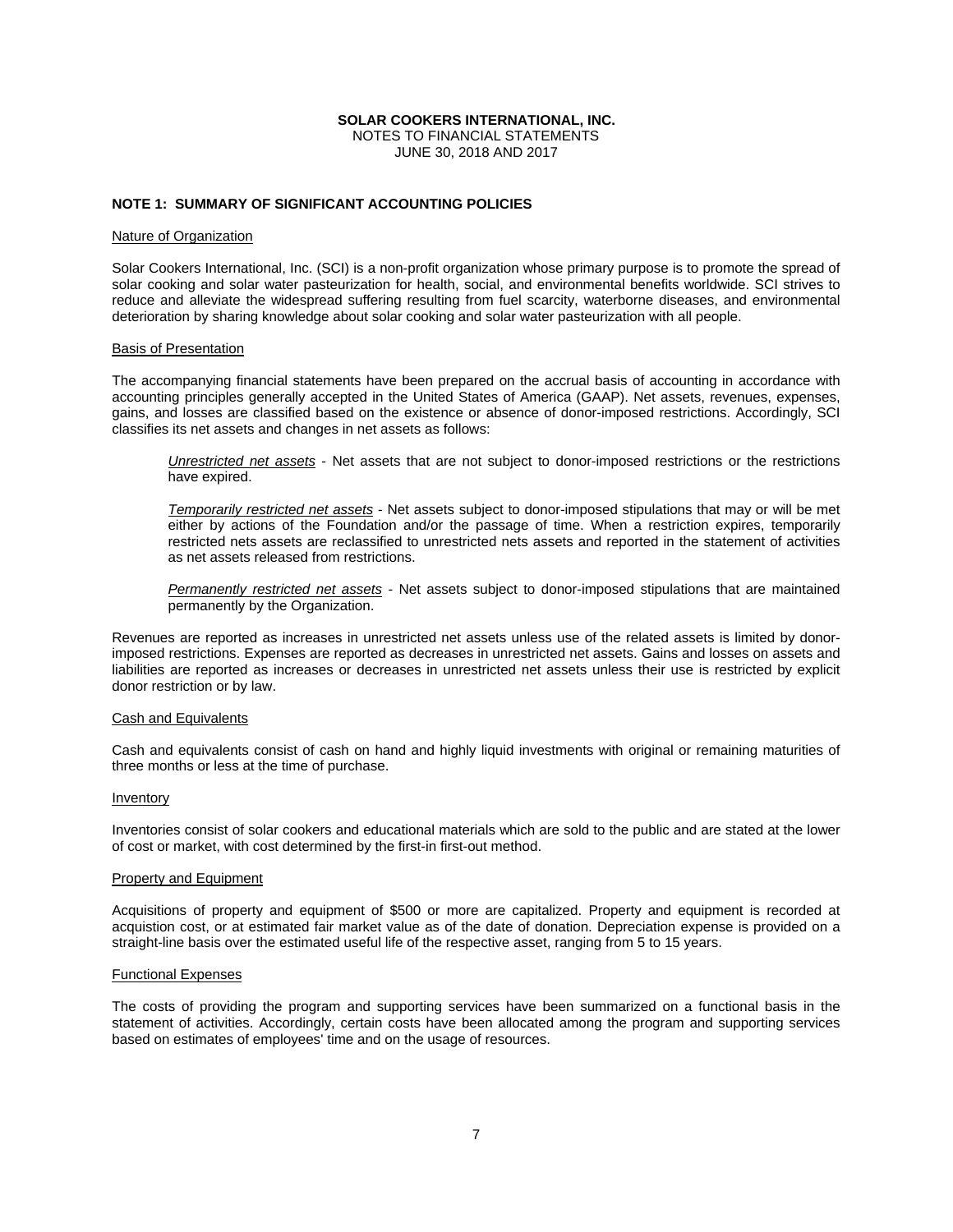**SOLAR COOKERS INTERNATIONAL, INC.**
NOTES TO FINANCIAL STATEMENTS
JUNE 30, 2018 AND 2017

## NOTE 1: SUMMARY OF SIGNIFICANT ACCOUNTING POLICIES

### Nature of Organization

Solar Cookers International, Inc. (SCI) is a non-profit organization whose primary purpose is to promote the spread of solar cooking and solar water pasteurization for health, social, and environmental benefits worldwide. SCI strives to reduce and alleviate the widespread suffering resulting from fuel scarcity, waterborne diseases, and environmental deterioration by sharing knowledge about solar cooking and solar water pasteurization with all people.

### Basis of Presentation

The accompanying financial statements have been prepared on the accrual basis of accounting in accordance with accounting principles generally accepted in the United States of America (GAAP). Net assets, revenues, expenses, gains, and losses are classified based on the existence or absence of donor-imposed restrictions. Accordingly, SCI classifies its net assets and changes in net assets as follows:

> *Unrestricted net assets* - Net assets that are not subject to donor-imposed restrictions or the restrictions have expired.
>
> *Temporarily restricted net assets* - Net assets subject to donor-imposed stipulations that may or will be met either by actions of the Foundation and/or the passage of time. When a restriction expires, temporarily restricted nets assets are reclassified to unrestricted nets assets and reported in the statement of activities as net assets released from restrictions.
>
> *Permanently restricted net assets* - Net assets subject to donor-imposed stipulations that are maintained permanently by the Organization.

Revenues are reported as increases in unrestricted net assets unless use of the related assets is limited by donor-imposed restrictions. Expenses are reported as decreases in unrestricted net assets. Gains and losses on assets and liabilities are reported as increases or decreases in unrestricted net assets unless their use is restricted by explicit donor restriction or by law.

### Cash and Equivalents

Cash and equivalents consist of cash on hand and highly liquid investments with original or remaining maturities of three months or less at the time of purchase.

### Inventory

Inventories consist of solar cookers and educational materials which are sold to the public and are stated at the lower of cost or market, with cost determined by the first-in first-out method.

### Property and Equipment

Acquisitions of property and equipment of $500 or more are capitalized. Property and equipment is recorded at acquistion cost, or at estimated fair market value as of the date of donation. Depreciation expense is provided on a straight-line basis over the estimated useful life of the respective asset, ranging from 5 to 15 years.

### Functional Expenses

The costs of providing the program and supporting services have been summarized on a functional basis in the statement of activities. Accordingly, certain costs have been allocated among the program and supporting services based on estimates of employees' time and on the usage of resources.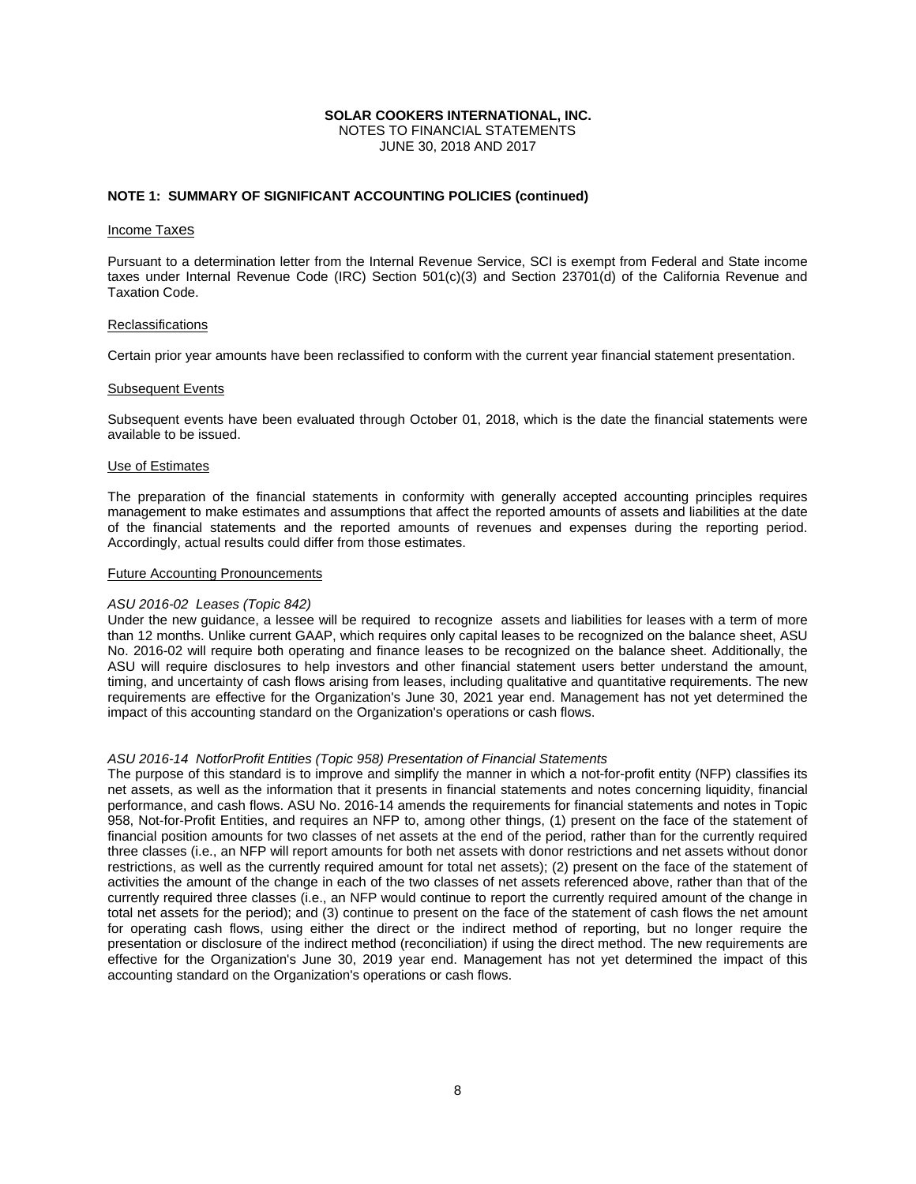**SOLAR COOKERS INTERNATIONAL, INC.**
NOTES TO FINANCIAL STATEMENTS
JUNE 30, 2018 AND 2017

**NOTE 1: SUMMARY OF SIGNIFICANT ACCOUNTING POLICIES (continued)**

Income Taxes

Pursuant to a determination letter from the Internal Revenue Service, SCI is exempt from Federal and State income taxes under Internal Revenue Code (IRC) Section 501(c)(3) and Section 23701(d) of the California Revenue and Taxation Code.

Reclassifications

Certain prior year amounts have been reclassified to conform with the current year financial statement presentation.

Subsequent Events

Subsequent events have been evaluated through October 01, 2018, which is the date the financial statements were available to be issued.

Use of Estimates

The preparation of the financial statements in conformity with generally accepted accounting principles requires management to make estimates and assumptions that affect the reported amounts of assets and liabilities at the date of the financial statements and the reported amounts of revenues and expenses during the reporting period. Accordingly, actual results could differ from those estimates.

Future Accounting Pronouncements

*ASU 2016-02 Leases (Topic 842)*
Under the new guidance, a lessee will be required to recognize assets and liabilities for leases with a term of more than 12 months. Unlike current GAAP, which requires only capital leases to be recognized on the balance sheet, ASU No. 2016-02 will require both operating and finance leases to be recognized on the balance sheet. Additionally, the ASU will require disclosures to help investors and other financial statement users better understand the amount, timing, and uncertainty of cash flows arising from leases, including qualitative and quantitative requirements. The new requirements are effective for the Organization's June 30, 2021 year end. Management has not yet determined the impact of this accounting standard on the Organization's operations or cash flows.

*ASU 2016-14 NotforProfit Entities (Topic 958) Presentation of Financial Statements*
The purpose of this standard is to improve and simplify the manner in which a not-for-profit entity (NFP) classifies its net assets, as well as the information that it presents in financial statements and notes concerning liquidity, financial performance, and cash flows. ASU No. 2016-14 amends the requirements for financial statements and notes in Topic 958, Not-for-Profit Entities, and requires an NFP to, among other things, (1) present on the face of the statement of financial position amounts for two classes of net assets at the end of the period, rather than for the currently required three classes (i.e., an NFP will report amounts for both net assets with donor restrictions and net assets without donor restrictions, as well as the currently required amount for total net assets); (2) present on the face of the statement of activities the amount of the change in each of the two classes of net assets referenced above, rather than that of the currently required three classes (i.e., an NFP would continue to report the currently required amount of the change in total net assets for the period); and (3) continue to present on the face of the statement of cash flows the net amount for operating cash flows, using either the direct or the indirect method of reporting, but no longer require the presentation or disclosure of the indirect method (reconciliation) if using the direct method. The new requirements are effective for the Organization's June 30, 2019 year end. Management has not yet determined the impact of this accounting standard on the Organization's operations or cash flows.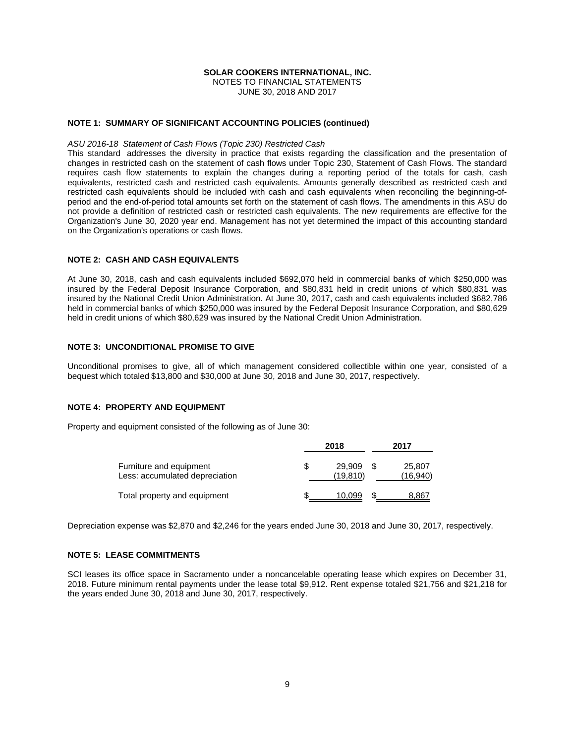**SOLAR COOKERS INTERNATIONAL, INC.**
NOTES TO FINANCIAL STATEMENTS
JUNE 30, 2018 AND 2017

## NOTE 1: SUMMARY OF SIGNIFICANT ACCOUNTING POLICIES (continued)

*ASU 2016-18 Statement of Cash Flows (Topic 230) Restricted Cash*
This standard addresses the diversity in practice that exists regarding the classification and the presentation of changes in restricted cash on the statement of cash flows under Topic 230, Statement of Cash Flows. The standard requires cash flow statements to explain the changes during a reporting period of the totals for cash, cash equivalents, restricted cash and restricted cash equivalents. Amounts generally described as restricted cash and restricted cash equivalents should be included with cash and cash equivalents when reconciling the beginning-of-period and the end-of-period total amounts set forth on the statement of cash flows. The amendments in this ASU do not provide a definition of restricted cash or restricted cash equivalents. The new requirements are effective for the Organization's June 30, 2020 year end. Management has not yet determined the impact of this accounting standard on the Organization's operations or cash flows.

## NOTE 2: CASH AND CASH EQUIVALENTS

At June 30, 2018, cash and cash equivalents included $692,070 held in commercial banks of which $250,000 was insured by the Federal Deposit Insurance Corporation, and $80,831 held in credit unions of which $80,831 was insured by the National Credit Union Administration. At June 30, 2017, cash and cash equivalents included $682,786 held in commercial banks of which $250,000 was insured by the Federal Deposit Insurance Corporation, and $80,629 held in credit unions of which $80,629 was insured by the National Credit Union Administration.

## NOTE 3: UNCONDITIONAL PROMISE TO GIVE

Unconditional promises to give, all of which management considered collectible within one year, consisted of a bequest which totaled $13,800 and $30,000 at June 30, 2018 and June 30, 2017, respectively.

## NOTE 4: PROPERTY AND EQUIPMENT

Property and equipment consisted of the following as of June 30:

| | 2018 | 2017 |
|---|---|---|
| Furniture and equipment | $ 29,909 | $ 25,807 |
| Less: accumulated depreciation | (19,810) | (16,940) |
| Total property and equipment | $ 10,099 | $ 8,867 |

Depreciation expense was $2,870 and $2,246 for the years ended June 30, 2018 and June 30, 2017, respectively.

## NOTE 5: LEASE COMMITMENTS

SCI leases its office space in Sacramento under a noncancelable operating lease which expires on December 31, 2018. Future minimum rental payments under the lease total $9,912. Rent expense totaled $21,756 and $21,218 for the years ended June 30, 2018 and June 30, 2017, respectively.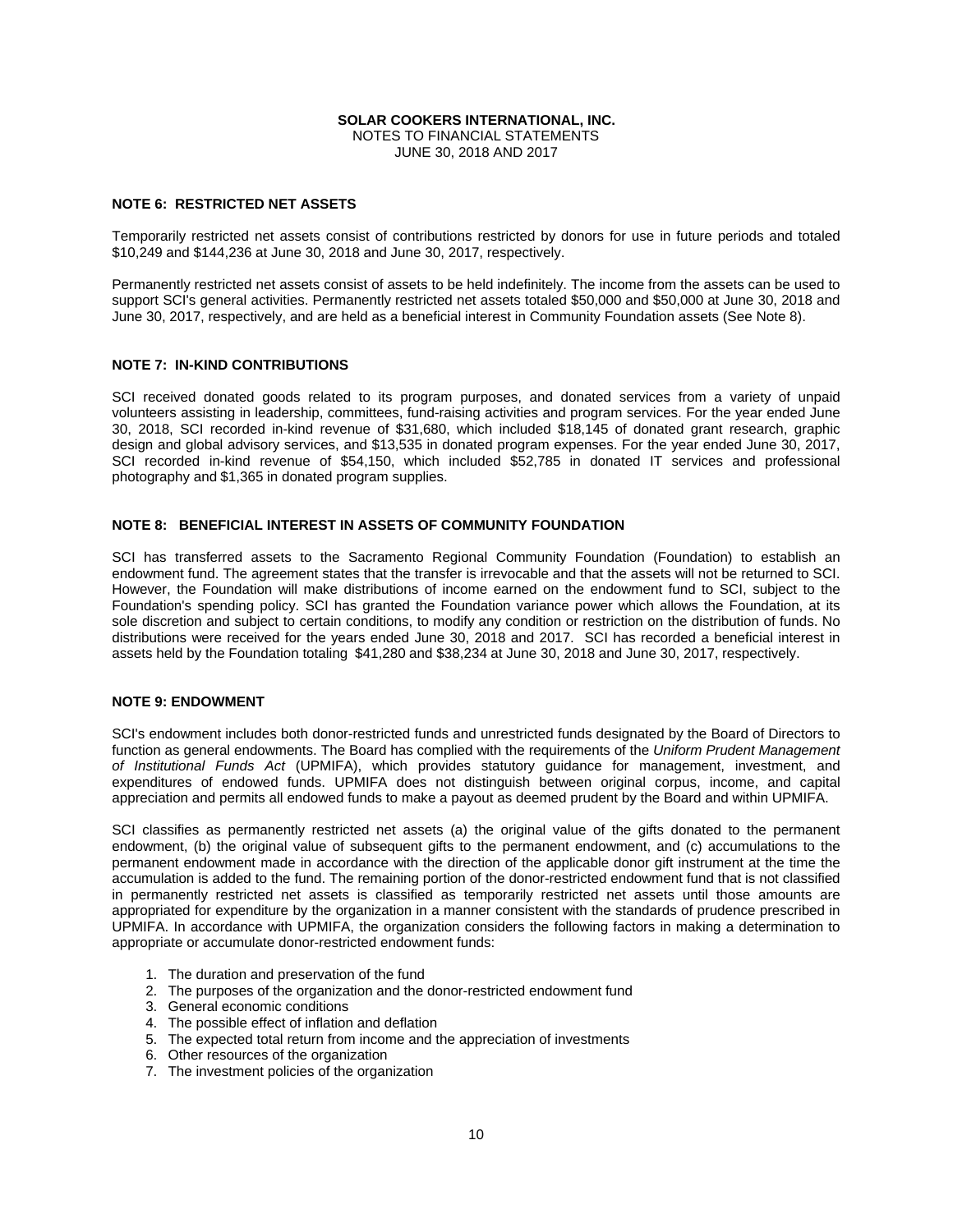**SOLAR COOKERS INTERNATIONAL, INC.**
NOTES TO FINANCIAL STATEMENTS
JUNE 30, 2018 AND 2017

**NOTE 6: RESTRICTED NET ASSETS**

Temporarily restricted net assets consist of contributions restricted by donors for use in future periods and totaled $10,249 and $144,236 at June 30, 2018 and June 30, 2017, respectively.

Permanently restricted net assets consist of assets to be held indefinitely. The income from the assets can be used to support SCI's general activities. Permanently restricted net assets totaled $50,000 and $50,000 at June 30, 2018 and June 30, 2017, respectively, and are held as a beneficial interest in Community Foundation assets (See Note 8).

**NOTE 7: IN-KIND CONTRIBUTIONS**

SCI received donated goods related to its program purposes, and donated services from a variety of unpaid volunteers assisting in leadership, committees, fund-raising activities and program services. For the year ended June 30, 2018, SCI recorded in-kind revenue of $31,680, which included $18,145 of donated grant research, graphic design and global advisory services, and $13,535 in donated program expenses. For the year ended June 30, 2017, SCI recorded in-kind revenue of $54,150, which included $52,785 in donated IT services and professional photography and $1,365 in donated program supplies.

**NOTE 8: BENEFICIAL INTEREST IN ASSETS OF COMMUNITY FOUNDATION**

SCI has transferred assets to the Sacramento Regional Community Foundation (Foundation) to establish an endowment fund. The agreement states that the transfer is irrevocable and that the assets will not be returned to SCI. However, the Foundation will make distributions of income earned on the endowment fund to SCI, subject to the Foundation's spending policy. SCI has granted the Foundation variance power which allows the Foundation, at its sole discretion and subject to certain conditions, to modify any condition or restriction on the distribution of funds. No distributions were received for the years ended June 30, 2018 and 2017. SCI has recorded a beneficial interest in assets held by the Foundation totaling $41,280 and $38,234 at June 30, 2018 and June 30, 2017, respectively.

**NOTE 9: ENDOWMENT**

SCI's endowment includes both donor-restricted funds and unrestricted funds designated by the Board of Directors to function as general endowments. The Board has complied with the requirements of the *Uniform Prudent Management of Institutional Funds Act* (UPMIFA), which provides statutory guidance for management, investment, and expenditures of endowed funds. UPMIFA does not distinguish between original corpus, income, and capital appreciation and permits all endowed funds to make a payout as deemed prudent by the Board and within UPMIFA.

SCI classifies as permanently restricted net assets (a) the original value of the gifts donated to the permanent endowment, (b) the original value of subsequent gifts to the permanent endowment, and (c) accumulations to the permanent endowment made in accordance with the direction of the applicable donor gift instrument at the time the accumulation is added to the fund. The remaining portion of the donor-restricted endowment fund that is not classified in permanently restricted net assets is classified as temporarily restricted net assets until those amounts are appropriated for expenditure by the organization in a manner consistent with the standards of prudence prescribed in UPMIFA. In accordance with UPMIFA, the organization considers the following factors in making a determination to appropriate or accumulate donor-restricted endowment funds:

1. The duration and preservation of the fund
2. The purposes of the organization and the donor-restricted endowment fund
3. General economic conditions
4. The possible effect of inflation and deflation
5. The expected total return from income and the appreciation of investments
6. Other resources of the organization
7. The investment policies of the organization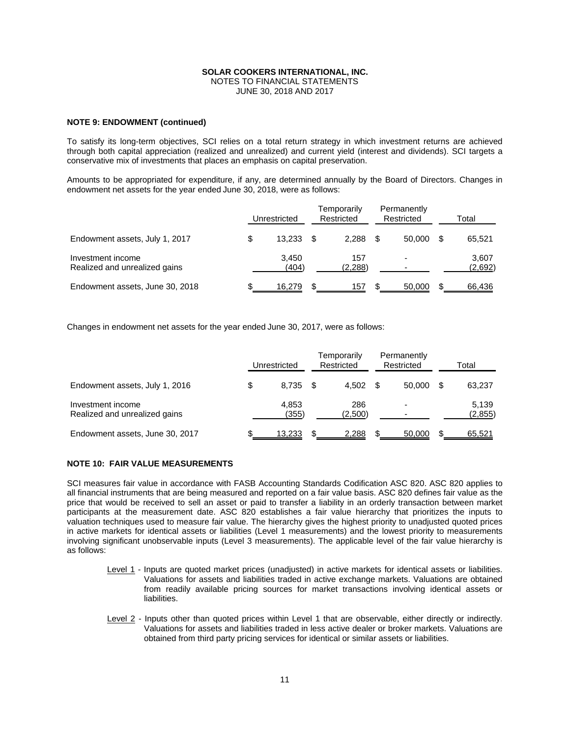**SOLAR COOKERS INTERNATIONAL, INC.**
NOTES TO FINANCIAL STATEMENTS
JUNE 30, 2018 AND 2017

**NOTE 9: ENDOWMENT (continued)**

To satisfy its long-term objectives, SCI relies on a total return strategy in which investment returns are achieved through both capital appreciation (realized and unrealized) and current yield (interest and dividends). SCI targets a conservative mix of investments that places an emphasis on capital preservation.

Amounts to be appropriated for expenditure, if any, are determined annually by the Board of Directors. Changes in endowment net assets for the year ended June 30, 2018, were as follows:

| | Unrestricted | Temporarily Restricted | Permanently Restricted | Total |
|---|---|---|---|---|
| Endowment assets, July 1, 2017 | $ 13,233 | $ 2,288 | $ 50,000 | $ 65,521 |
| Investment income | 3,450 | 157 | - | 3,607 |
| Realized and unrealized gains | (404) | (2,288) | - | (2,692) |
| Endowment assets, June 30, 2018 | $ 16,279 | $ 157 | $ 50,000 | $ 66,436 |

Changes in endowment net assets for the year ended June 30, 2017, were as follows:

| | Unrestricted | Temporarily Restricted | Permanently Restricted | Total |
|---|---|---|---|---|
| Endowment assets, July 1, 2016 | $ 8,735 | $ 4,502 | $ 50,000 | $ 63,237 |
| Investment income | 4,853 | 286 | - | 5,139 |
| Realized and unrealized gains | (355) | (2,500) | - | (2,855) |
| Endowment assets, June 30, 2017 | $ 13,233 | $ 2,288 | $ 50,000 | $ 65,521 |

**NOTE 10: FAIR VALUE MEASUREMENTS**

SCI measures fair value in accordance with FASB Accounting Standards Codification ASC 820. ASC 820 applies to all financial instruments that are being measured and reported on a fair value basis. ASC 820 defines fair value as the price that would be received to sell an asset or paid to transfer a liability in an orderly transaction between market participants at the measurement date. ASC 820 establishes a fair value hierarchy that prioritizes the inputs to valuation techniques used to measure fair value. The hierarchy gives the highest priority to unadjusted quoted prices in active markets for identical assets or liabilities (Level 1 measurements) and the lowest priority to measurements involving significant unobservable inputs (Level 3 measurements). The applicable level of the fair value hierarchy is as follows:

Level 1 - Inputs are quoted market prices (unadjusted) in active markets for identical assets or liabilities. Valuations for assets and liabilities traded in active exchange markets. Valuations are obtained from readily available pricing sources for market transactions involving identical assets or liabilities.

Level 2 - Inputs other than quoted prices within Level 1 that are observable, either directly or indirectly. Valuations for assets and liabilities traded in less active dealer or broker markets. Valuations are obtained from third party pricing services for identical or similar assets or liabilities.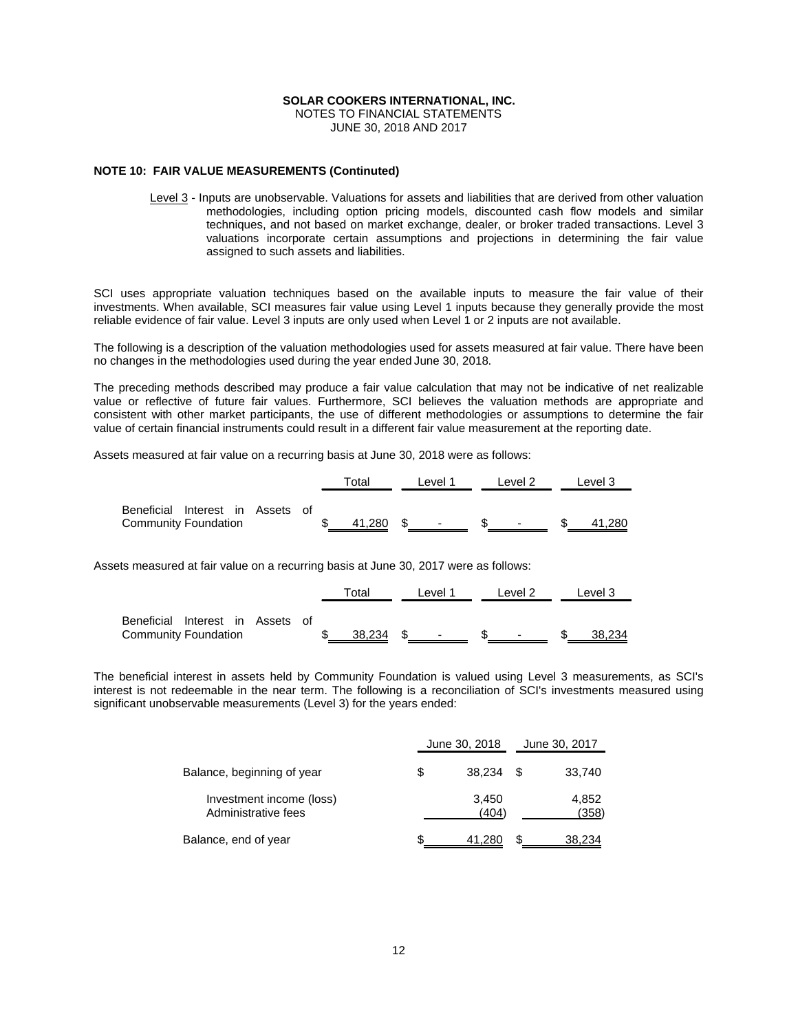**SOLAR COOKERS INTERNATIONAL, INC.**
NOTES TO FINANCIAL STATEMENTS
JUNE 30, 2018 AND 2017

### NOTE 10: FAIR VALUE MEASUREMENTS (Continuted)

Level 3 - Inputs are unobservable. Valuations for assets and liabilities that are derived from other valuation methodologies, including option pricing models, discounted cash flow models and similar techniques, and not based on market exchange, dealer, or broker traded transactions. Level 3 valuations incorporate certain assumptions and projections in determining the fair value assigned to such assets and liabilities.

SCI uses appropriate valuation techniques based on the available inputs to measure the fair value of their investments. When available, SCI measures fair value using Level 1 inputs because they generally provide the most reliable evidence of fair value. Level 3 inputs are only used when Level 1 or 2 inputs are not available.

The following is a description of the valuation methodologies used for assets measured at fair value. There have been no changes in the methodologies used during the year ended June 30, 2018.

The preceding methods described may produce a fair value calculation that may not be indicative of net realizable value or reflective of future fair values. Furthermore, SCI believes the valuation methods are appropriate and consistent with other market participants, the use of different methodologies or assumptions to determine the fair value of certain financial instruments could result in a different fair value measurement at the reporting date.

Assets measured at fair value on a recurring basis at June 30, 2018 were as follows:

| | Total | Level 1 | Level 2 | Level 3 |
|---|---|---|---|---|
| Beneficial Interest in Assets of Community Foundation | $ 41,280 | $ - | $ - | $ 41,280 |

Assets measured at fair value on a recurring basis at June 30, 2017 were as follows:

| | Total | Level 1 | Level 2 | Level 3 |
|---|---|---|---|---|
| Beneficial Interest in Assets of Community Foundation | $ 38,234 | $ - | $ - | $ 38,234 |

The beneficial interest in assets held by Community Foundation is valued using Level 3 measurements, as SCI's interest is not redeemable in the near term. The following is a reconciliation of SCI's investments measured using significant unobservable measurements (Level 3) for the years ended:

| | June 30, 2018 | June 30, 2017 |
|---|---|---|
| Balance, beginning of year | $ 38,234 | $ 33,740 |
| Investment income (loss) | 3,450 | 4,852 |
| Administrative fees | (404) | (358) |
| Balance, end of year | $ 41,280 | $ 38,234 |